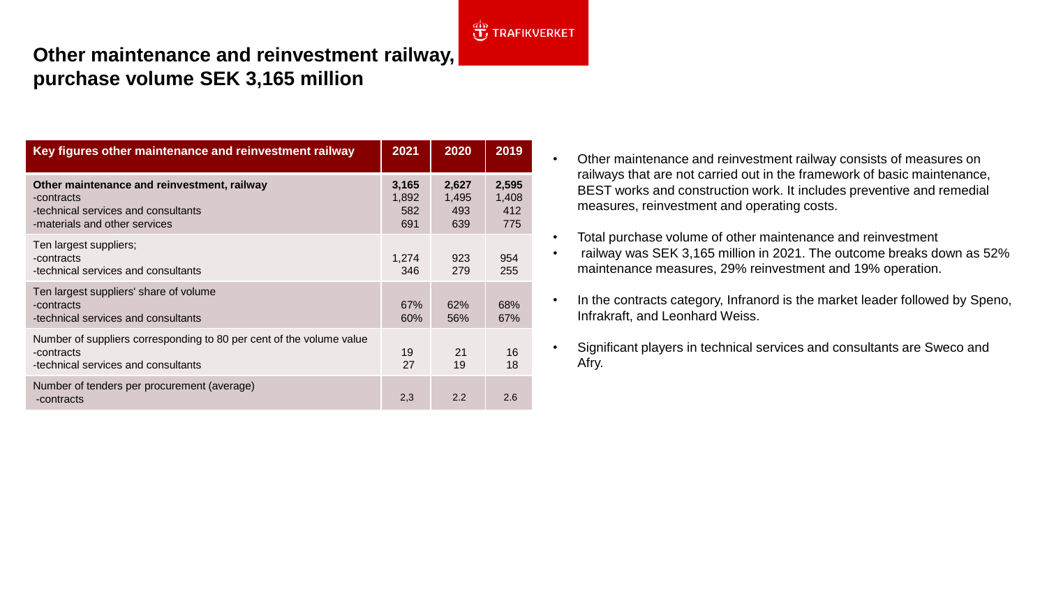# Other maintenance and reinvestment railway, purchase volume SEK 3,165 million

| Key figures other maintenance and reinvestment railway | 2021 | 2020 | 2019 |
|---|---|---|---|
| **Other maintenance and reinvestment, railway** | **3,165** | **2,627** | **2,595** |
| -contracts | 1,892 | 1,495 | 1,408 |
| -technical services and consultants | 582 | 493 | 412 |
| -materials and other services | 691 | 639 | 775 |
| Ten largest suppliers; | | | |
| -contracts | 1,274 | 923 | 954 |
| -technical services and consultants | 346 | 279 | 255 |
| Ten largest suppliers' share of volume | | | |
| -contracts | 67% | 62% | 68% |
| -technical services and consultants | 60% | 56% | 67% |
| Number of suppliers corresponding to 80 per cent of the volume value | | | |
| -contracts | 19 | 21 | 16 |
| -technical services and consultants | 27 | 19 | 18 |
| Number of tenders per procurement (average) | | | |
| -contracts | 2,3 | 2.2 | 2.6 |

- Other maintenance and reinvestment railway consists of measures on railways that are not carried out in the framework of basic maintenance, BEST works and construction work. It includes preventive and remedial measures, reinvestment and operating costs.
- Total purchase volume of other maintenance and reinvestment
- railway was SEK 3,165 million in 2021. The outcome breaks down as 52% maintenance measures, 29% reinvestment and 19% operation.
- In the contracts category, Infranord is the market leader followed by Speno, Infrakraft, and Leonhard Weiss.
- Significant players in technical services and consultants are Sweco and Afry.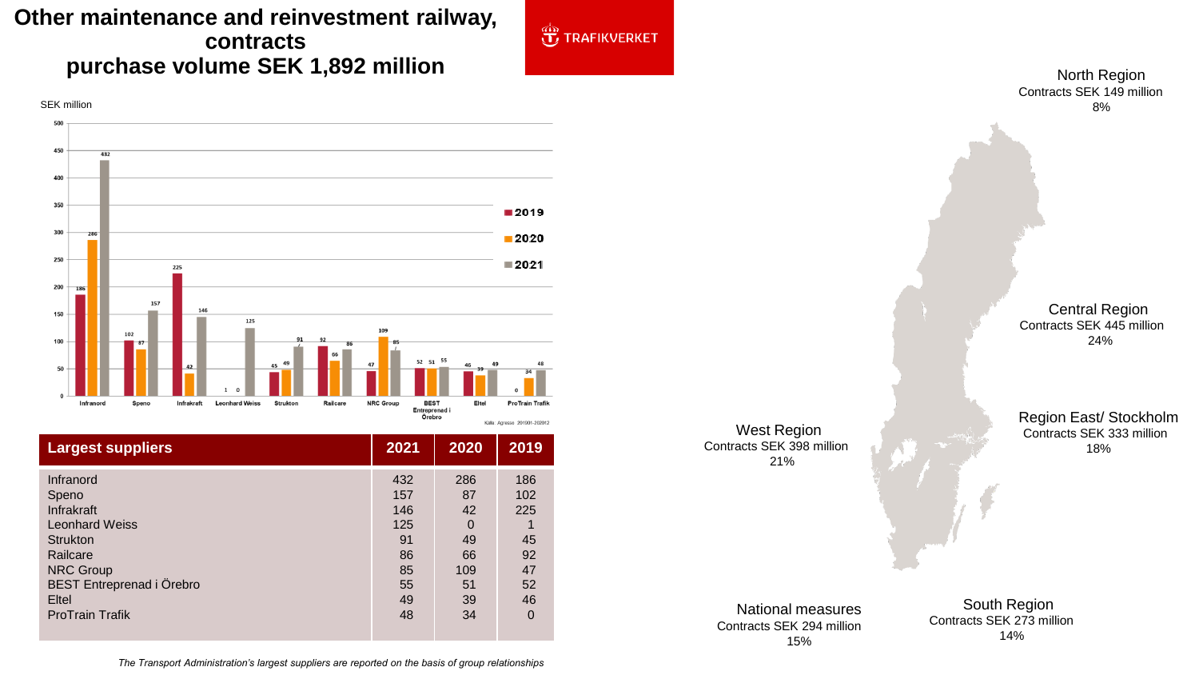# Other maintenance and reinvestment railway, contracts purchase volume SEK 1,892 million

TRAFIKVERKET

SEK million

| Supplier | 2019 | 2020 | 2021 |
|---|---|---|---|
| Infranord | 186 | 286 | 432 |
| Speno | 102 | 87 | 157 |
| Infrakraft | 225 | 42 | 146 |
| Leonhard Weiss | 1 | 0 | 125 |
| Strukton | 45 | 49 | 91 |
| Railcare | 92 | 66 | 86 |
| NRC Group | 47 | 109 | 85 |
| BEST Entreprenad i Örebro | 52 | 51 | 55 |
| Eltel | 46 | 39 | 49 |
| ProTrain Trafik | 0 | 34 | 48 |

Källa: Agresso 201901-202012

| Largest suppliers | 2021 | 2020 | 2019 |
|---|---|---|---|
| Infranord | 432 | 286 | 186 |
| Speno | 157 | 87 | 102 |
| Infrakraft | 146 | 42 | 225 |
| Leonhard Weiss | 125 | 0 | 1 |
| Strukton | 91 | 49 | 45 |
| Railcare | 86 | 66 | 92 |
| NRC Group | 85 | 109 | 47 |
| BEST Entreprenad i Örebro | 55 | 51 | 52 |
| Eltel | 49 | 39 | 46 |
| ProTrain Trafik | 48 | 34 | 0 |

*The Transport Administration's largest suppliers are reported on the basis of group relationships*

North Region
Contracts SEK 149 million
8%

Central Region
Contracts SEK 445 million
24%

Region East/ Stockholm
Contracts SEK 333 million
18%

West Region
Contracts SEK 398 million
21%

National measures
Contracts SEK 294 million
15%

South Region
Contracts SEK 273 million
14%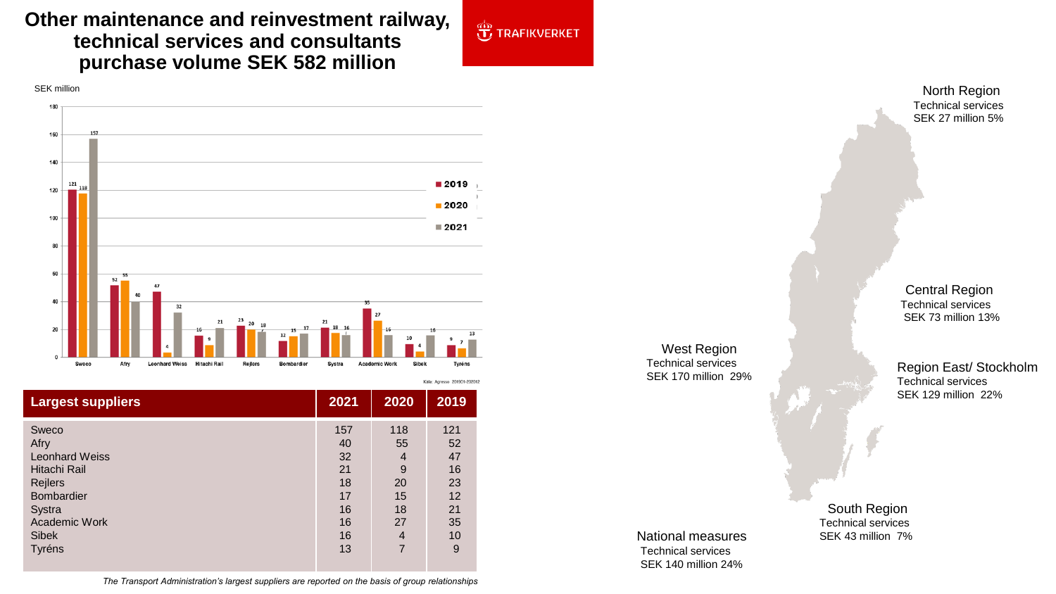# Other maintenance and reinvestment railway, technical services and consultants purchase volume SEK 582 million

TRAFIKVERKET

SEK million

| | 2019 | 2020 | 2021 |
|---|---|---|---|
| Sweco | 121 | 118 | 157 |
| Afry | 52 | 55 | 40 |
| Leonhard Weiss | 47 | 4 | 32 |
| Hitachi Rail | 16 | 9 | 21 |
| Rejlers | 23 | 20 | 18 |
| Bombardier | 12 | 15 | 17 |
| Systra | 21 | 18 | 16 |
| Academic Work | 35 | 27 | 16 |
| Sibek | 10 | 4 | 16 |
| Tyréns | 9 | 7 | 13 |

Källa: Agresso 201901-202012

| Largest suppliers | 2021 | 2020 | 2019 |
|---|---|---|---|
| Sweco | 157 | 118 | 121 |
| Afry | 40 | 55 | 52 |
| Leonhard Weiss | 32 | 4 | 47 |
| Hitachi Rail | 21 | 9 | 16 |
| Rejlers | 18 | 20 | 23 |
| Bombardier | 17 | 15 | 12 |
| Systra | 16 | 18 | 21 |
| Academic Work | 16 | 27 | 35 |
| Sibek | 16 | 4 | 10 |
| Tyréns | 13 | 7 | 9 |

*The Transport Administration's largest suppliers are reported on the basis of group relationships*

**North Region**
Technical services
SEK 27 million 5%

**Central Region**
Technical services
SEK 73 million 13%

**West Region**
Technical services
SEK 170 million 29%

**Region East/ Stockholm**
Technical services
SEK 129 million 22%

**South Region**
Technical services
SEK 43 million 7%

**National measures**
Technical services
SEK 140 million 24%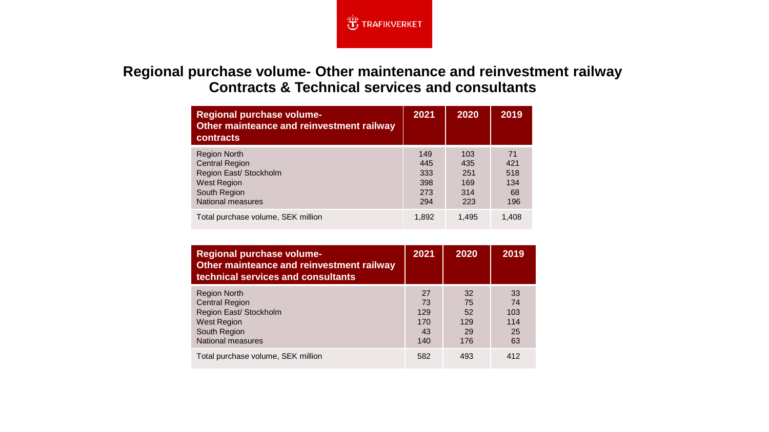# Regional purchase volume- Other maintenance and reinvestment railway Contracts & Technical services and consultants

| Regional purchase volume- Other mainteance and reinvestment railway contracts | 2021 | 2020 | 2019 |
|---|---|---|---|
| Region North | 149 | 103 | 71 |
| Central Region | 445 | 435 | 421 |
| Region East/ Stockholm | 333 | 251 | 518 |
| West Region | 398 | 169 | 134 |
| South Region | 273 | 314 | 68 |
| National measures | 294 | 223 | 196 |
| Total purchase volume, SEK million | 1,892 | 1,495 | 1,408 |

| Regional purchase volume- Other mainteance and reinvestment railway technical services and consultants | 2021 | 2020 | 2019 |
|---|---|---|---|
| Region North | 27 | 32 | 33 |
| Central Region | 73 | 75 | 74 |
| Region East/ Stockholm | 129 | 52 | 103 |
| West Region | 170 | 129 | 114 |
| South Region | 43 | 29 | 25 |
| National measures | 140 | 176 | 63 |
| Total purchase volume, SEK million | 582 | 493 | 412 |